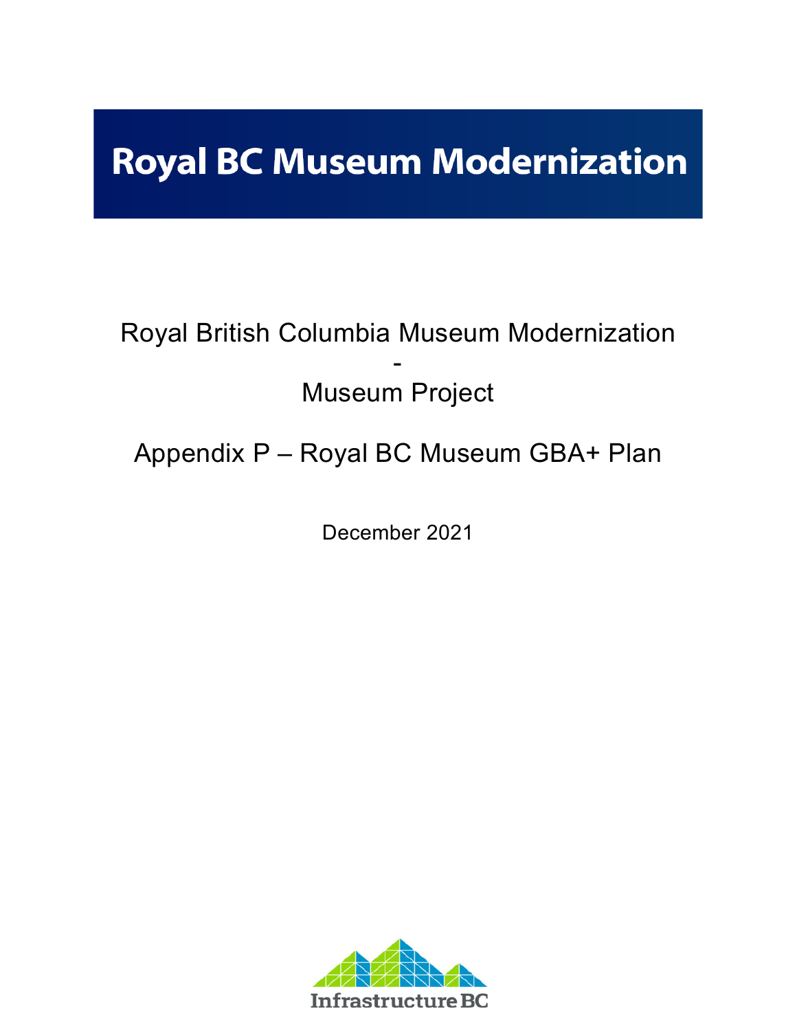# Royal BC Museum Modernization

Royal British Columbia Museum Modernization

-

Museum Project

Appendix P – Royal BC Museum GBA+ Plan

December 2021

Infrastructure BC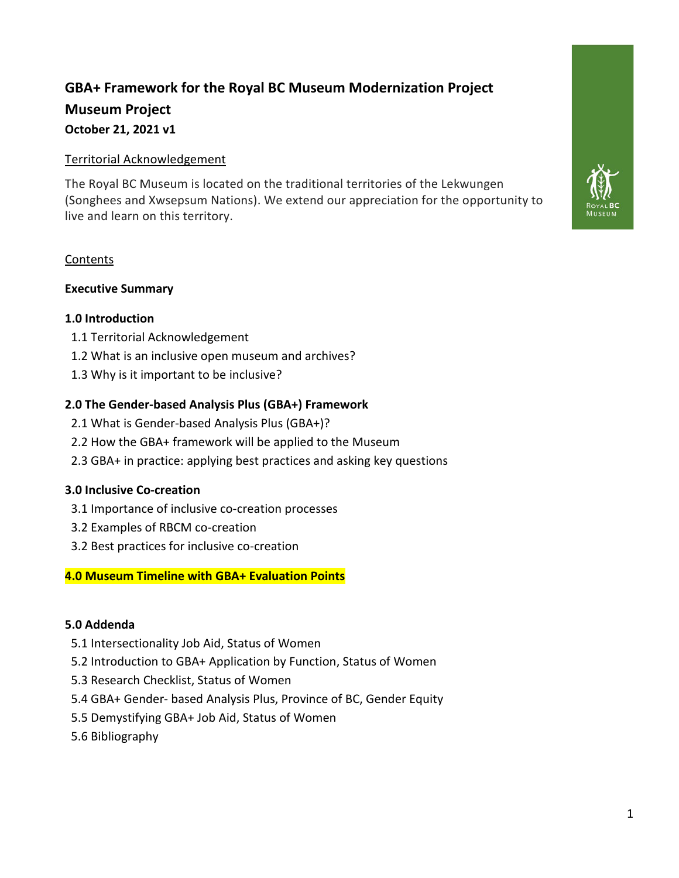# GBA+ Framework for the Royal BC Museum Modernization Project Museum Project

**October 21, 2021 v1**

Territorial Acknowledgement

The Royal BC Museum is located on the traditional territories of the Lekwungen (Songhees and Xwsepsum Nations). We extend our appreciation for the opportunity to live and learn on this territory.

Contents

**Executive Summary**

**1.0 Introduction**

- 1.1 Territorial Acknowledgement
- 1.2 What is an inclusive open museum and archives?
- 1.3 Why is it important to be inclusive?

**2.0 The Gender-based Analysis Plus (GBA+) Framework**

- 2.1 What is Gender-based Analysis Plus (GBA+)?
- 2.2 How the GBA+ framework will be applied to the Museum
- 2.3 GBA+ in practice: applying best practices and asking key questions

**3.0 Inclusive Co-creation**

- 3.1 Importance of inclusive co-creation processes
- 3.2 Examples of RBCM co-creation
- 3.2 Best practices for inclusive co-creation

**4.0 Museum Timeline with GBA+ Evaluation Points**

**5.0 Addenda**

- 5.1 Intersectionality Job Aid, Status of Women
- 5.2 Introduction to GBA+ Application by Function, Status of Women
- 5.3 Research Checklist, Status of Women
- 5.4 GBA+ Gender- based Analysis Plus, Province of BC, Gender Equity
- 5.5 Demystifying GBA+ Job Aid, Status of Women
- 5.6 Bibliography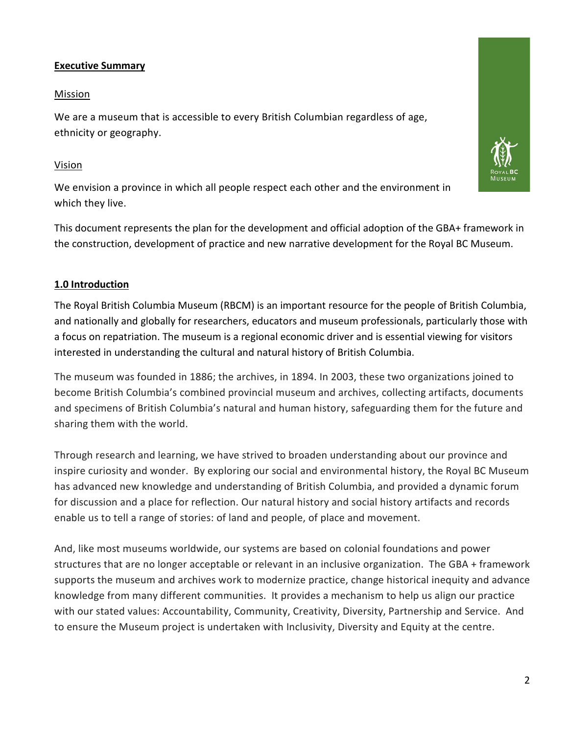**Executive Summary**

Mission

We are a museum that is accessible to every British Columbian regardless of age, ethnicity or geography.

Vision

We envision a province in which all people respect each other and the environment in which they live.

This document represents the plan for the development and official adoption of the GBA+ framework in the construction, development of practice and new narrative development for the Royal BC Museum.

## 1.0 Introduction

The Royal British Columbia Museum (RBCM) is an important resource for the people of British Columbia, and nationally and globally for researchers, educators and museum professionals, particularly those with a focus on repatriation. The museum is a regional economic driver and is essential viewing for visitors interested in understanding the cultural and natural history of British Columbia.

The museum was founded in 1886; the archives, in 1894. In 2003, these two organizations joined to become British Columbia's combined provincial museum and archives, collecting artifacts, documents and specimens of British Columbia's natural and human history, safeguarding them for the future and sharing them with the world.

Through research and learning, we have strived to broaden understanding about our province and inspire curiosity and wonder. By exploring our social and environmental history, the Royal BC Museum has advanced new knowledge and understanding of British Columbia, and provided a dynamic forum for discussion and a place for reflection. Our natural history and social history artifacts and records enable us to tell a range of stories: of land and people, of place and movement.

And, like most museums worldwide, our systems are based on colonial foundations and power structures that are no longer acceptable or relevant in an inclusive organization. The GBA + framework supports the museum and archives work to modernize practice, change historical inequity and advance knowledge from many different communities. It provides a mechanism to help us align our practice with our stated values: Accountability, Community, Creativity, Diversity, Partnership and Service. And to ensure the Museum project is undertaken with Inclusivity, Diversity and Equity at the centre.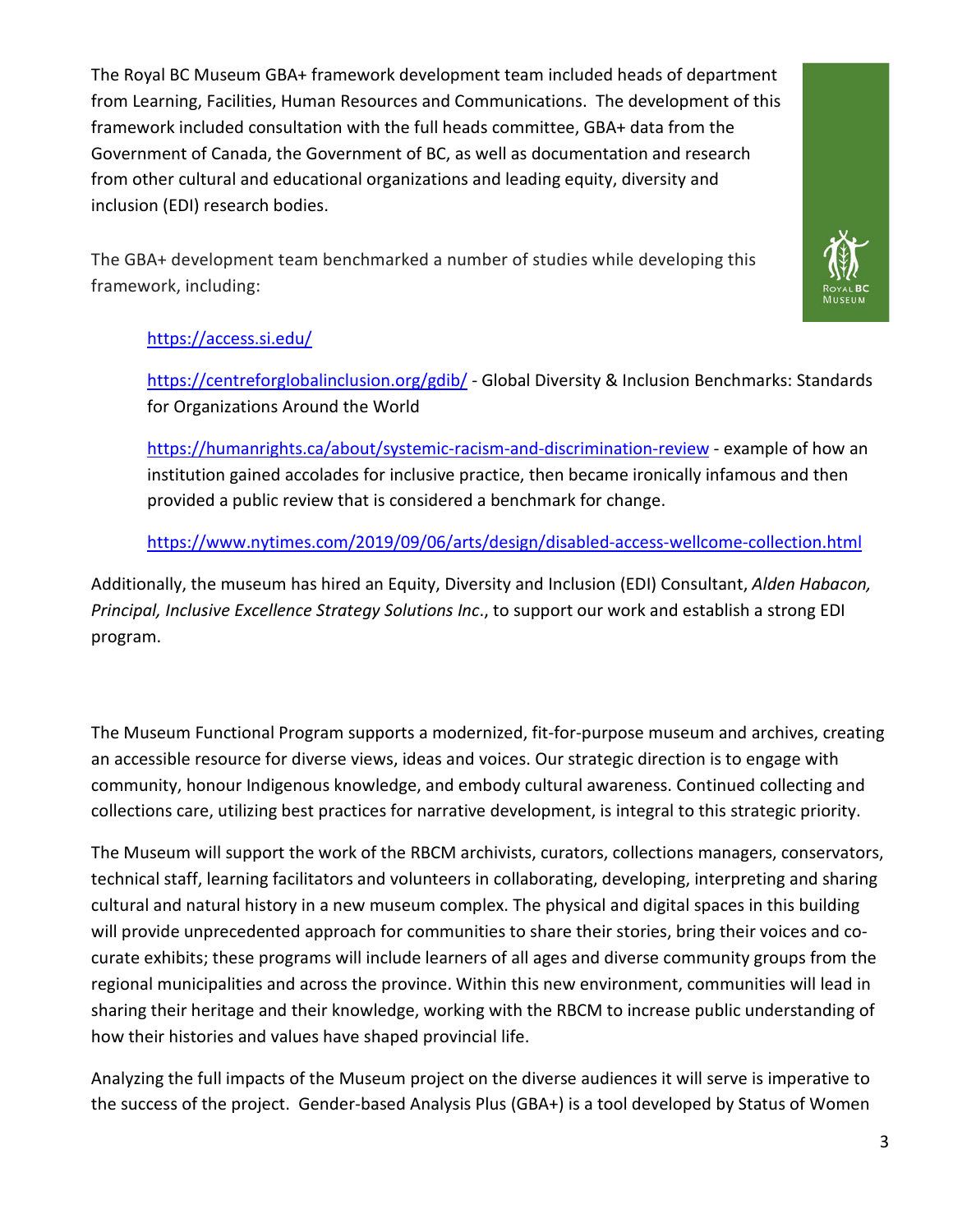The Royal BC Museum GBA+ framework development team included heads of department from Learning, Facilities, Human Resources and Communications. The development of this framework included consultation with the full heads committee, GBA+ data from the Government of Canada, the Government of BC, as well as documentation and research from other cultural and educational organizations and leading equity, diversity and inclusion (EDI) research bodies.

The GBA+ development team benchmarked a number of studies while developing this framework, including:

> https://access.si.edu/
>
> https://centreforglobalinclusion.org/gdib/ - Global Diversity & Inclusion Benchmarks: Standards for Organizations Around the World
>
> https://humanrights.ca/about/systemic-racism-and-discrimination-review - example of how an institution gained accolades for inclusive practice, then became ironically infamous and then provided a public review that is considered a benchmark for change.
>
> https://www.nytimes.com/2019/09/06/arts/design/disabled-access-wellcome-collection.html

Additionally, the museum has hired an Equity, Diversity and Inclusion (EDI) Consultant, *Alden Habacon, Principal, Inclusive Excellence Strategy Solutions Inc*., to support our work and establish a strong EDI program.

The Museum Functional Program supports a modernized, fit-for-purpose museum and archives, creating an accessible resource for diverse views, ideas and voices. Our strategic direction is to engage with community, honour Indigenous knowledge, and embody cultural awareness. Continued collecting and collections care, utilizing best practices for narrative development, is integral to this strategic priority.

The Museum will support the work of the RBCM archivists, curators, collections managers, conservators, technical staff, learning facilitators and volunteers in collaborating, developing, interpreting and sharing cultural and natural history in a new museum complex. The physical and digital spaces in this building will provide unprecedented approach for communities to share their stories, bring their voices and co-curate exhibits; these programs will include learners of all ages and diverse community groups from the regional municipalities and across the province. Within this new environment, communities will lead in sharing their heritage and their knowledge, working with the RBCM to increase public understanding of how their histories and values have shaped provincial life.

Analyzing the full impacts of the Museum project on the diverse audiences it will serve is imperative to the success of the project. Gender-based Analysis Plus (GBA+) is a tool developed by Status of Women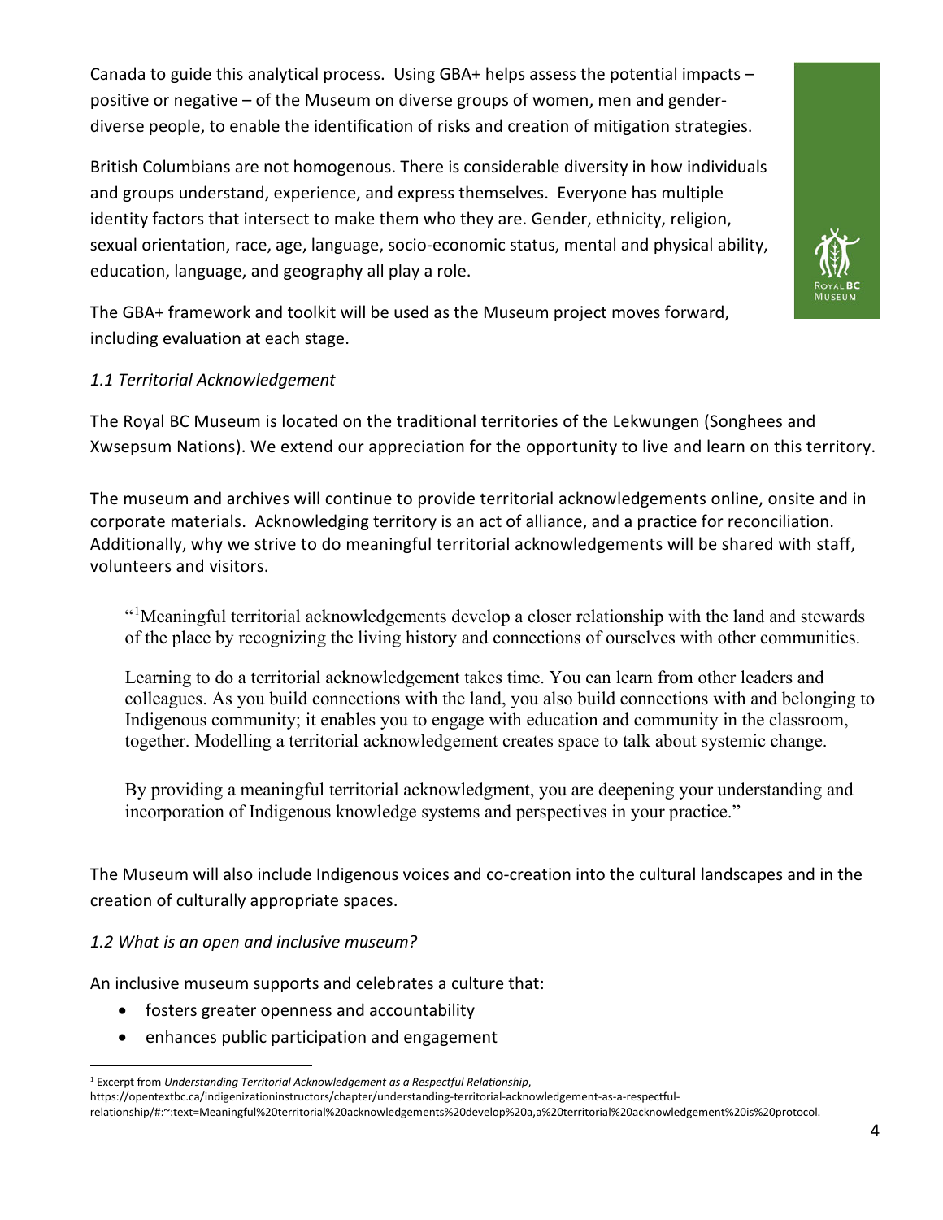Canada to guide this analytical process. Using GBA+ helps assess the potential impacts – positive or negative – of the Museum on diverse groups of women, men and gender-diverse people, to enable the identification of risks and creation of mitigation strategies.

British Columbians are not homogenous. There is considerable diversity in how individuals and groups understand, experience, and express themselves. Everyone has multiple identity factors that intersect to make them who they are. Gender, ethnicity, religion, sexual orientation, race, age, language, socio-economic status, mental and physical ability, education, language, and geography all play a role.

The GBA+ framework and toolkit will be used as the Museum project moves forward, including evaluation at each stage.

### *1.1 Territorial Acknowledgement*

The Royal BC Museum is located on the traditional territories of the Lekwungen (Songhees and Xwsepsum Nations). We extend our appreciation for the opportunity to live and learn on this territory.

The museum and archives will continue to provide territorial acknowledgements online, onsite and in corporate materials. Acknowledging territory is an act of alliance, and a practice for reconciliation. Additionally, why we strive to do meaningful territorial acknowledgements will be shared with staff, volunteers and visitors.

> "[1]Meaningful territorial acknowledgements develop a closer relationship with the land and stewards of the place by recognizing the living history and connections of ourselves with other communities.
>
> Learning to do a territorial acknowledgement takes time. You can learn from other leaders and colleagues. As you build connections with the land, you also build connections with and belonging to Indigenous community; it enables you to engage with education and community in the classroom, together. Modelling a territorial acknowledgement creates space to talk about systemic change.
>
> By providing a meaningful territorial acknowledgment, you are deepening your understanding and incorporation of Indigenous knowledge systems and perspectives in your practice."

The Museum will also include Indigenous voices and co-creation into the cultural landscapes and in the creation of culturally appropriate spaces.

### *1.2 What is an open and inclusive museum?*

An inclusive museum supports and celebrates a culture that:

- fosters greater openness and accountability
- enhances public participation and engagement

---

[1] Excerpt from *Understanding Territorial Acknowledgement as a Respectful Relationship*, https://opentextbc.ca/indigenizationinstructors/chapter/understanding-territorial-acknowledgement-as-a-respectful-relationship/#:~:text=Meaningful%20territorial%20acknowledgements%20develop%20a,a%20territorial%20acknowledgement%20is%20protocol.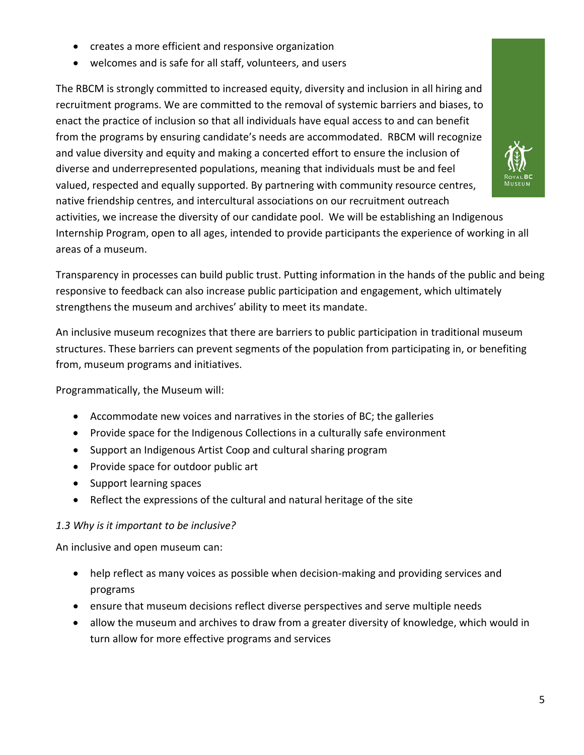- creates a more efficient and responsive organization
- welcomes and is safe for all staff, volunteers, and users

The RBCM is strongly committed to increased equity, diversity and inclusion in all hiring and recruitment programs. We are committed to the removal of systemic barriers and biases, to enact the practice of inclusion so that all individuals have equal access to and can benefit from the programs by ensuring candidate's needs are accommodated. RBCM will recognize and value diversity and equity and making a concerted effort to ensure the inclusion of diverse and underrepresented populations, meaning that individuals must be and feel valued, respected and equally supported. By partnering with community resource centres, native friendship centres, and intercultural associations on our recruitment outreach activities, we increase the diversity of our candidate pool. We will be establishing an Indigenous Internship Program, open to all ages, intended to provide participants the experience of working in all areas of a museum.

Transparency in processes can build public trust. Putting information in the hands of the public and being responsive to feedback can also increase public participation and engagement, which ultimately strengthens the museum and archives' ability to meet its mandate.

An inclusive museum recognizes that there are barriers to public participation in traditional museum structures. These barriers can prevent segments of the population from participating in, or benefiting from, museum programs and initiatives.

Programmatically, the Museum will:

- Accommodate new voices and narratives in the stories of BC; the galleries
- Provide space for the Indigenous Collections in a culturally safe environment
- Support an Indigenous Artist Coop and cultural sharing program
- Provide space for outdoor public art
- Support learning spaces
- Reflect the expressions of the cultural and natural heritage of the site

### *1.3 Why is it important to be inclusive?*

An inclusive and open museum can:

- help reflect as many voices as possible when decision-making and providing services and programs
- ensure that museum decisions reflect diverse perspectives and serve multiple needs
- allow the museum and archives to draw from a greater diversity of knowledge, which would in turn allow for more effective programs and services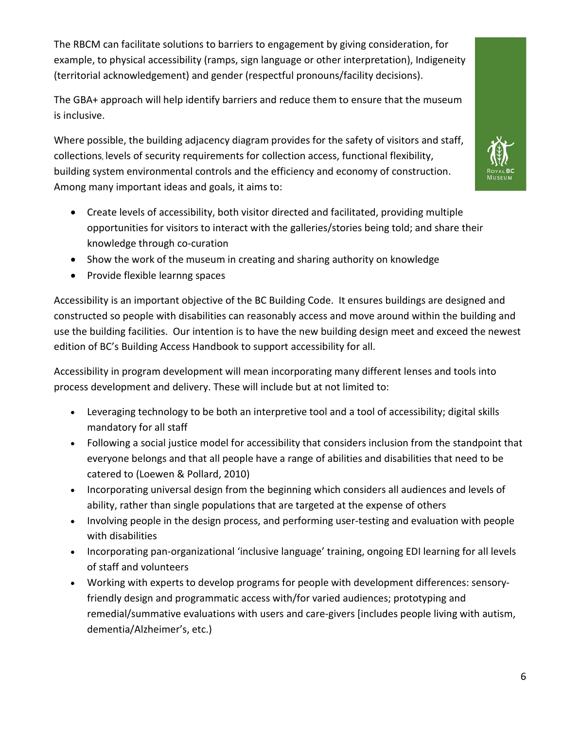The RBCM can facilitate solutions to barriers to engagement by giving consideration, for example, to physical accessibility (ramps, sign language or other interpretation), Indigeneity (territorial acknowledgement) and gender (respectful pronouns/facility decisions).

The GBA+ approach will help identify barriers and reduce them to ensure that the museum is inclusive.

Where possible, the building adjacency diagram provides for the safety of visitors and staff, collections, levels of security requirements for collection access, functional flexibility, building system environmental controls and the efficiency and economy of construction. Among many important ideas and goals, it aims to:

- Create levels of accessibility, both visitor directed and facilitated, providing multiple opportunities for visitors to interact with the galleries/stories being told; and share their knowledge through co-curation
- Show the work of the museum in creating and sharing authority on knowledge
- Provide flexible learnng spaces

Accessibility is an important objective of the BC Building Code. It ensures buildings are designed and constructed so people with disabilities can reasonably access and move around within the building and use the building facilities. Our intention is to have the new building design meet and exceed the newest edition of BC's Building Access Handbook to support accessibility for all.

Accessibility in program development will mean incorporating many different lenses and tools into process development and delivery. These will include but at not limited to:

- Leveraging technology to be both an interpretive tool and a tool of accessibility; digital skills mandatory for all staff
- Following a social justice model for accessibility that considers inclusion from the standpoint that everyone belongs and that all people have a range of abilities and disabilities that need to be catered to (Loewen & Pollard, 2010)
- Incorporating universal design from the beginning which considers all audiences and levels of ability, rather than single populations that are targeted at the expense of others
- Involving people in the design process, and performing user-testing and evaluation with people with disabilities
- Incorporating pan-organizational 'inclusive language' training, ongoing EDI learning for all levels of staff and volunteers
- Working with experts to develop programs for people with development differences: sensory-friendly design and programmatic access with/for varied audiences; prototyping and remedial/summative evaluations with users and care-givers [includes people living with autism, dementia/Alzheimer's, etc.)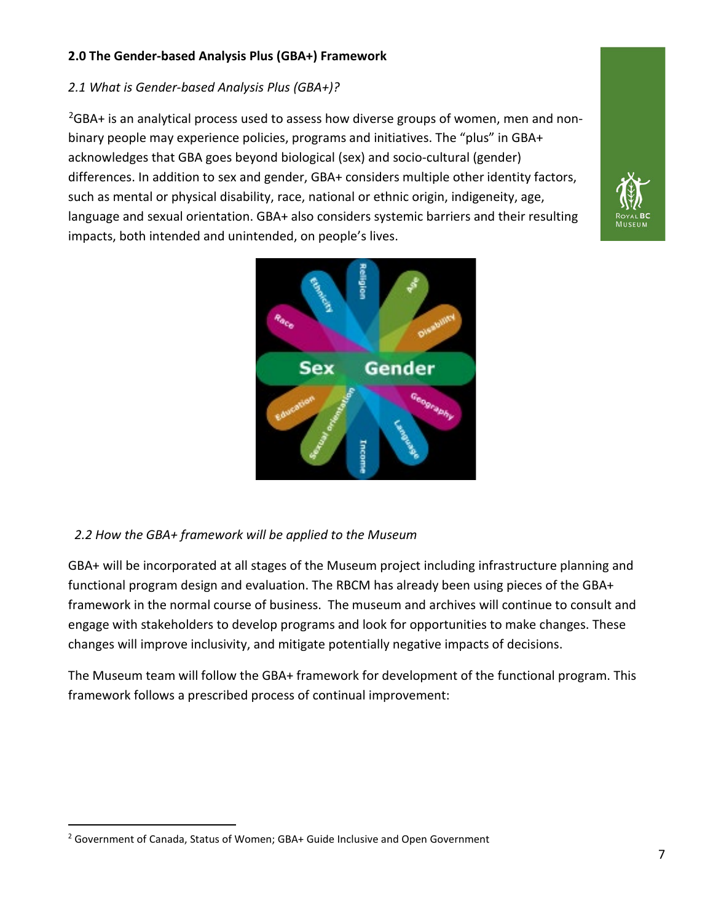**2.0 The Gender-based Analysis Plus (GBA+) Framework**

*2.1 What is Gender-based Analysis Plus (GBA+)?*

[2]GBA+ is an analytical process used to assess how diverse groups of women, men and non-binary people may experience policies, programs and initiatives. The "plus" in GBA+ acknowledges that GBA goes beyond biological (sex) and socio-cultural (gender) differences. In addition to sex and gender, GBA+ considers multiple other identity factors, such as mental or physical disability, race, national or ethnic origin, indigeneity, age, language and sexual orientation. GBA+ also considers systemic barriers and their resulting impacts, both intended and unintended, on people's lives.

*2.2 How the GBA+ framework will be applied to the Museum*

GBA+ will be incorporated at all stages of the Museum project including infrastructure planning and functional program design and evaluation. The RBCM has already been using pieces of the GBA+ framework in the normal course of business. The museum and archives will continue to consult and engage with stakeholders to develop programs and look for opportunities to make changes. These changes will improve inclusivity, and mitigate potentially negative impacts of decisions.

The Museum team will follow the GBA+ framework for development of the functional program. This framework follows a prescribed process of continual improvement:

[2] Government of Canada, Status of Women; GBA+ Guide Inclusive and Open Government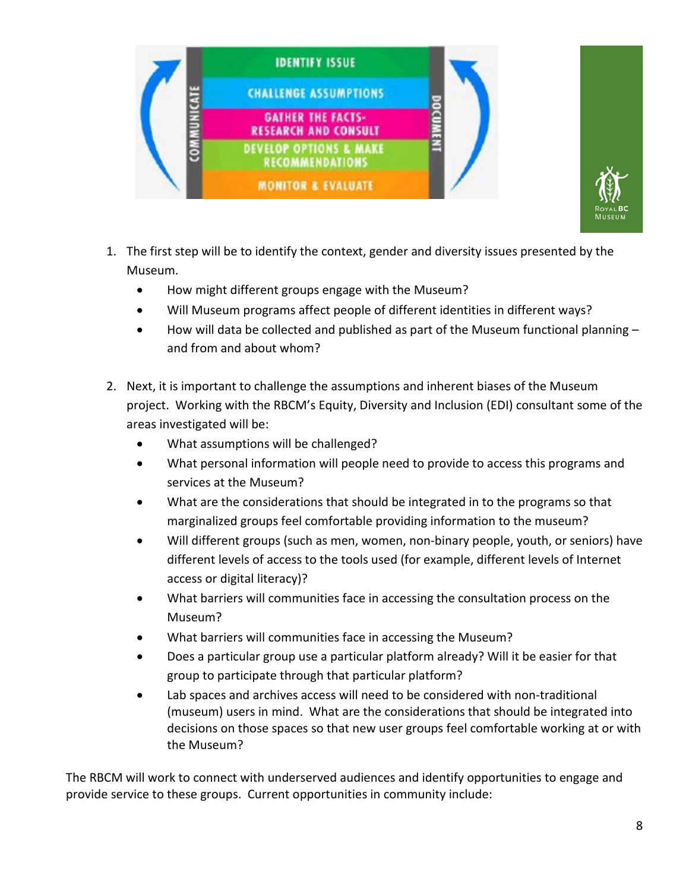1. The first step will be to identify the context, gender and diversity issues presented by the Museum.
   - How might different groups engage with the Museum?
   - Will Museum programs affect people of different identities in different ways?
   - How will data be collected and published as part of the Museum functional planning – and from and about whom?

2. Next, it is important to challenge the assumptions and inherent biases of the Museum project. Working with the RBCM's Equity, Diversity and Inclusion (EDI) consultant some of the areas investigated will be:
   - What assumptions will be challenged?
   - What personal information will people need to provide to access this programs and services at the Museum?
   - What are the considerations that should be integrated in to the programs so that marginalized groups feel comfortable providing information to the museum?
   - Will different groups (such as men, women, non-binary people, youth, or seniors) have different levels of access to the tools used (for example, different levels of Internet access or digital literacy)?
   - What barriers will communities face in accessing the consultation process on the Museum?
   - What barriers will communities face in accessing the Museum?
   - Does a particular group use a particular platform already? Will it be easier for that group to participate through that particular platform?
   - Lab spaces and archives access will need to be considered with non-traditional (museum) users in mind. What are the considerations that should be integrated into decisions on those spaces so that new user groups feel comfortable working at or with the Museum?

The RBCM will work to connect with underserved audiences and identify opportunities to engage and provide service to these groups. Current opportunities in community include: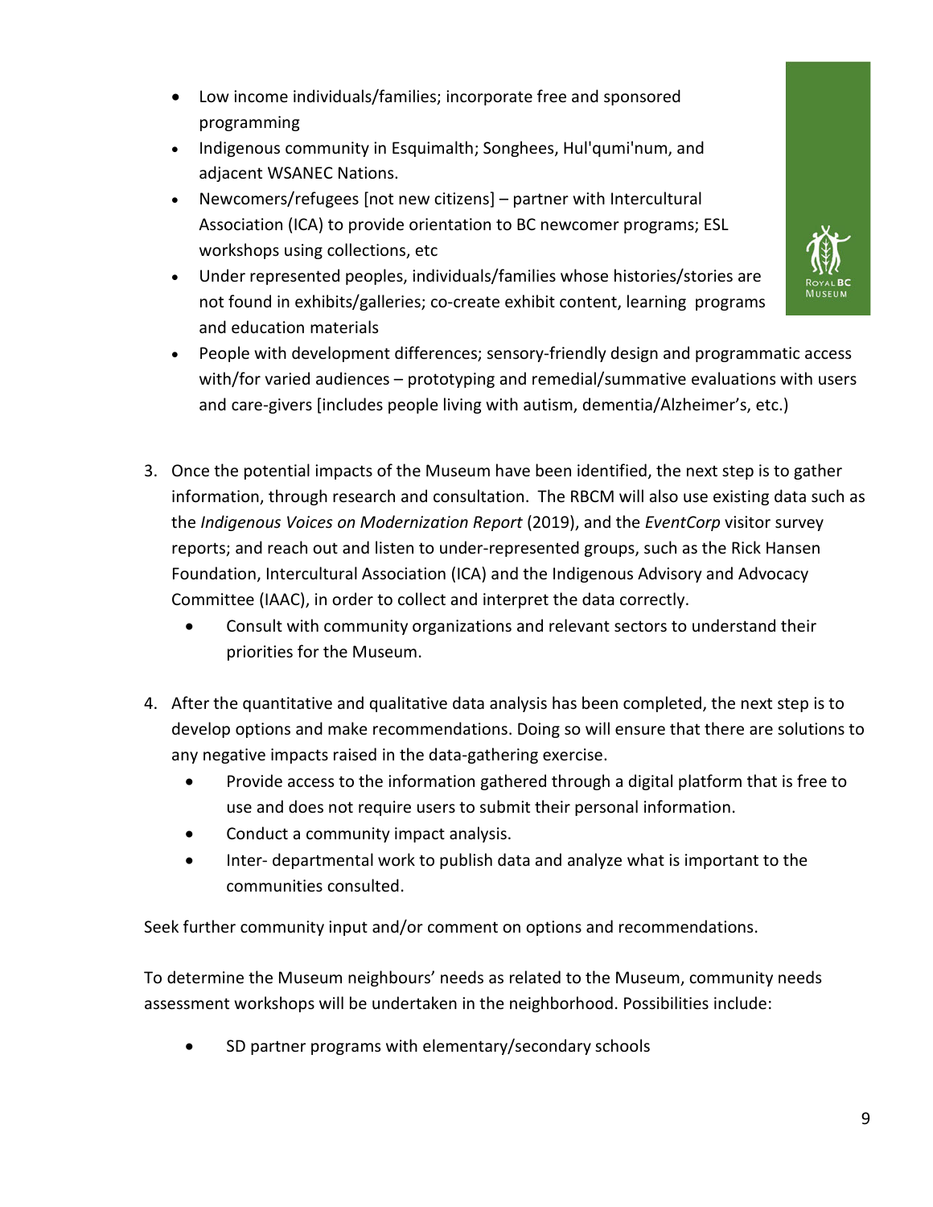- Low income individuals/families; incorporate free and sponsored programming
- Indigenous community in Esquimalth; Songhees, Hul'qumi'num, and adjacent WSANEC Nations.
- Newcomers/refugees [not new citizens] – partner with Intercultural Association (ICA) to provide orientation to BC newcomer programs; ESL workshops using collections, etc
- Under represented peoples, individuals/families whose histories/stories are not found in exhibits/galleries; co-create exhibit content, learning programs and education materials
- People with development differences; sensory-friendly design and programmatic access with/for varied audiences – prototyping and remedial/summative evaluations with users and care-givers [includes people living with autism, dementia/Alzheimer's, etc.)

3. Once the potential impacts of the Museum have been identified, the next step is to gather information, through research and consultation. The RBCM will also use existing data such as the *Indigenous Voices on Modernization Report* (2019), and the *EventCorp* visitor survey reports; and reach out and listen to under-represented groups, such as the Rick Hansen Foundation, Intercultural Association (ICA) and the Indigenous Advisory and Advocacy Committee (IAAC), in order to collect and interpret the data correctly.
   - Consult with community organizations and relevant sectors to understand their priorities for the Museum.

4. After the quantitative and qualitative data analysis has been completed, the next step is to develop options and make recommendations. Doing so will ensure that there are solutions to any negative impacts raised in the data-gathering exercise.
   - Provide access to the information gathered through a digital platform that is free to use and does not require users to submit their personal information.
   - Conduct a community impact analysis.
   - Inter- departmental work to publish data and analyze what is important to the communities consulted.

Seek further community input and/or comment on options and recommendations.

To determine the Museum neighbours' needs as related to the Museum, community needs assessment workshops will be undertaken in the neighborhood. Possibilities include:

- SD partner programs with elementary/secondary schools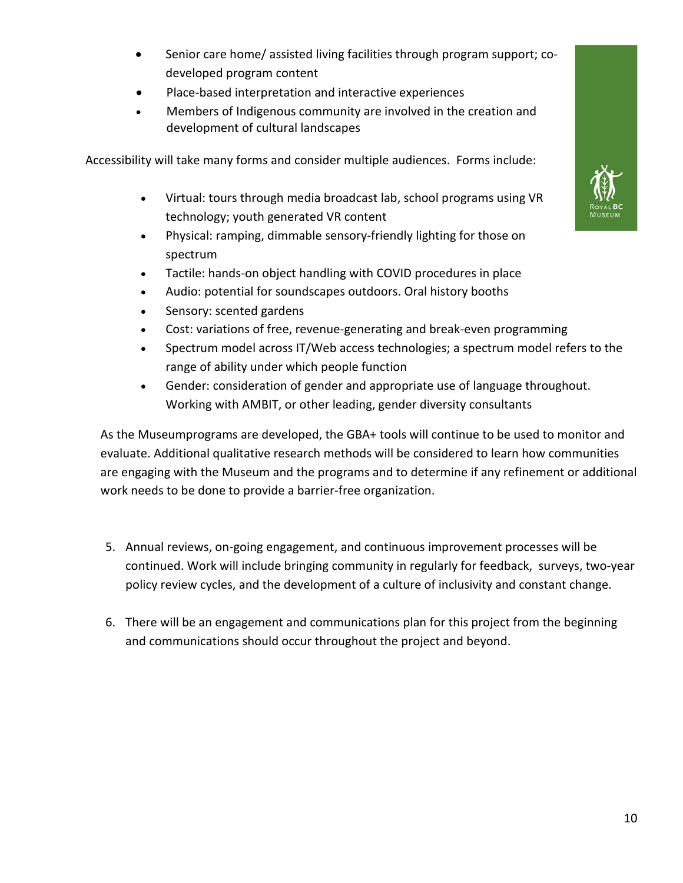- Senior care home/ assisted living facilities through program support; co-developed program content
- Place-based interpretation and interactive experiences
- Members of Indigenous community are involved in the creation and development of cultural landscapes

Accessibility will take many forms and consider multiple audiences. Forms include:

- Virtual: tours through media broadcast lab, school programs using VR technology; youth generated VR content
- Physical: ramping, dimmable sensory-friendly lighting for those on spectrum
- Tactile: hands-on object handling with COVID procedures in place
- Audio: potential for soundscapes outdoors. Oral history booths
- Sensory: scented gardens
- Cost: variations of free, revenue-generating and break-even programming
- Spectrum model across IT/Web access technologies; a spectrum model refers to the range of ability under which people function
- Gender: consideration of gender and appropriate use of language throughout. Working with AMBIT, or other leading, gender diversity consultants

As the Museumprograms are developed, the GBA+ tools will continue to be used to monitor and evaluate. Additional qualitative research methods will be considered to learn how communities are engaging with the Museum and the programs and to determine if any refinement or additional work needs to be done to provide a barrier-free organization.

5. Annual reviews, on-going engagement, and continuous improvement processes will be continued. Work will include bringing community in regularly for feedback, surveys, two-year policy review cycles, and the development of a culture of inclusivity and constant change.

6. There will be an engagement and communications plan for this project from the beginning and communications should occur throughout the project and beyond.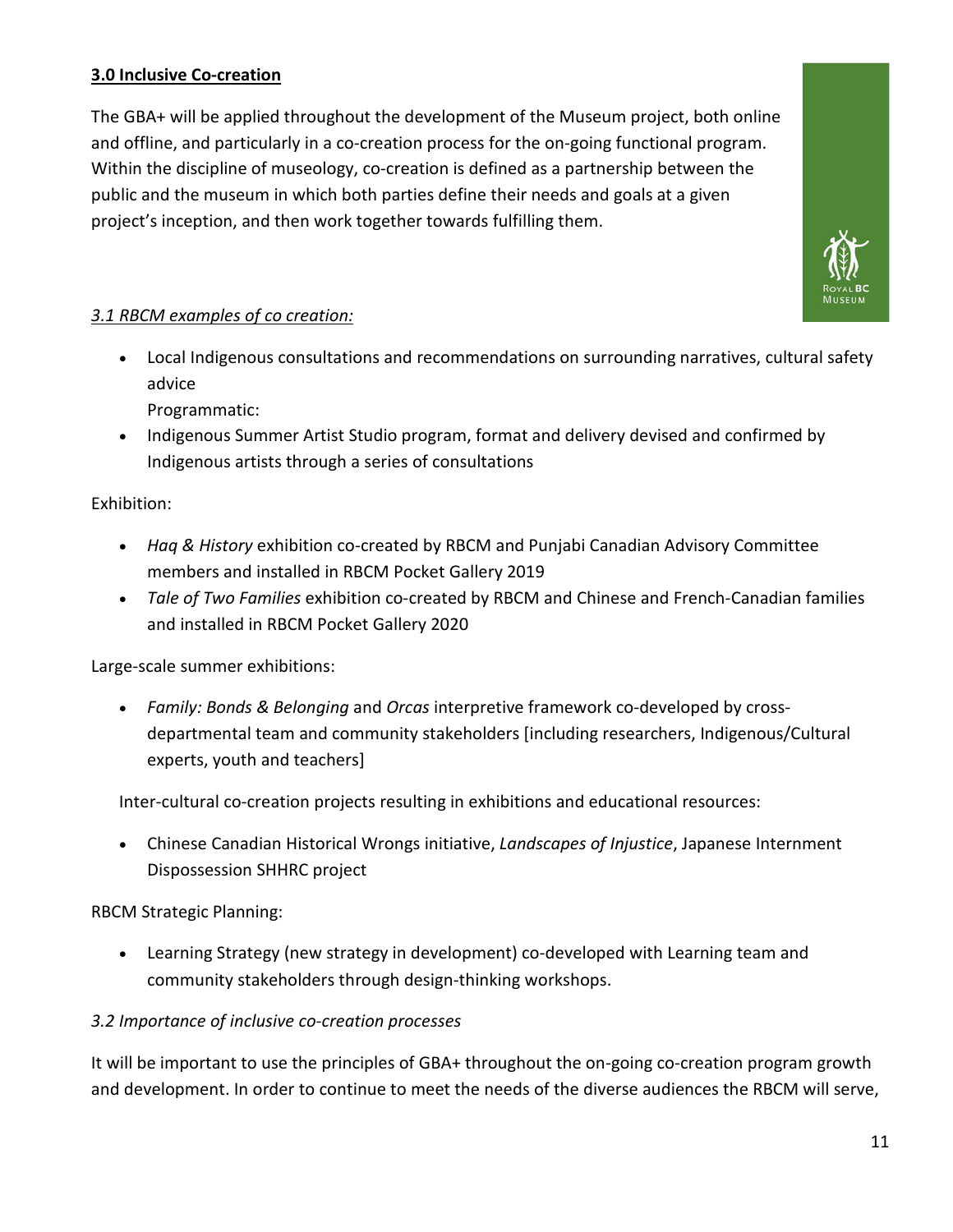## **3.0 Inclusive Co-creation**

The GBA+ will be applied throughout the development of the Museum project, both online and offline, and particularly in a co-creation process for the on-going functional program. Within the discipline of museology, co-creation is defined as a partnership between the public and the museum in which both parties define their needs and goals at a given project's inception, and then work together towards fulfilling them.

### *3.1 RBCM examples of co creation:*

- Local Indigenous consultations and recommendations on surrounding narratives, cultural safety advice

  Programmatic:

- Indigenous Summer Artist Studio program, format and delivery devised and confirmed by Indigenous artists through a series of consultations

Exhibition:

- *Haq & History* exhibition co-created by RBCM and Punjabi Canadian Advisory Committee members and installed in RBCM Pocket Gallery 2019
- *Tale of Two Families* exhibition co-created by RBCM and Chinese and French-Canadian families and installed in RBCM Pocket Gallery 2020

Large-scale summer exhibitions:

- *Family: Bonds & Belonging* and *Orcas* interpretive framework co-developed by cross-departmental team and community stakeholders [including researchers, Indigenous/Cultural experts, youth and teachers]

Inter-cultural co-creation projects resulting in exhibitions and educational resources:

- Chinese Canadian Historical Wrongs initiative, *Landscapes of Injustice*, Japanese Internment Dispossession SHHRC project

RBCM Strategic Planning:

- Learning Strategy (new strategy in development) co-developed with Learning team and community stakeholders through design-thinking workshops.

### *3.2 Importance of inclusive co-creation processes*

It will be important to use the principles of GBA+ throughout the on-going co-creation program growth and development. In order to continue to meet the needs of the diverse audiences the RBCM will serve,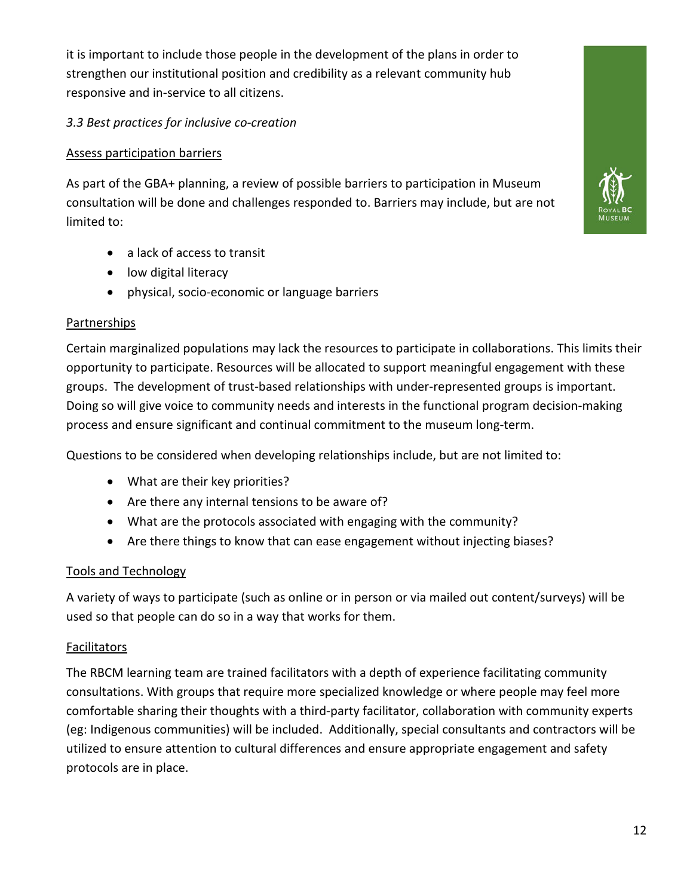it is important to include those people in the development of the plans in order to strengthen our institutional position and credibility as a relevant community hub responsive and in-service to all citizens.

### *3.3 Best practices for inclusive co-creation*

#### Assess participation barriers

As part of the GBA+ planning, a review of possible barriers to participation in Museum consultation will be done and challenges responded to. Barriers may include, but are not limited to:

- a lack of access to transit
- low digital literacy
- physical, socio-economic or language barriers

#### Partnerships

Certain marginalized populations may lack the resources to participate in collaborations. This limits their opportunity to participate. Resources will be allocated to support meaningful engagement with these groups. The development of trust-based relationships with under-represented groups is important. Doing so will give voice to community needs and interests in the functional program decision-making process and ensure significant and continual commitment to the museum long-term.

Questions to be considered when developing relationships include, but are not limited to:

- What are their key priorities?
- Are there any internal tensions to be aware of?
- What are the protocols associated with engaging with the community?
- Are there things to know that can ease engagement without injecting biases?

#### Tools and Technology

A variety of ways to participate (such as online or in person or via mailed out content/surveys) will be used so that people can do so in a way that works for them.

#### Facilitators

The RBCM learning team are trained facilitators with a depth of experience facilitating community consultations. With groups that require more specialized knowledge or where people may feel more comfortable sharing their thoughts with a third-party facilitator, collaboration with community experts (eg: Indigenous communities) will be included. Additionally, special consultants and contractors will be utilized to ensure attention to cultural differences and ensure appropriate engagement and safety protocols are in place.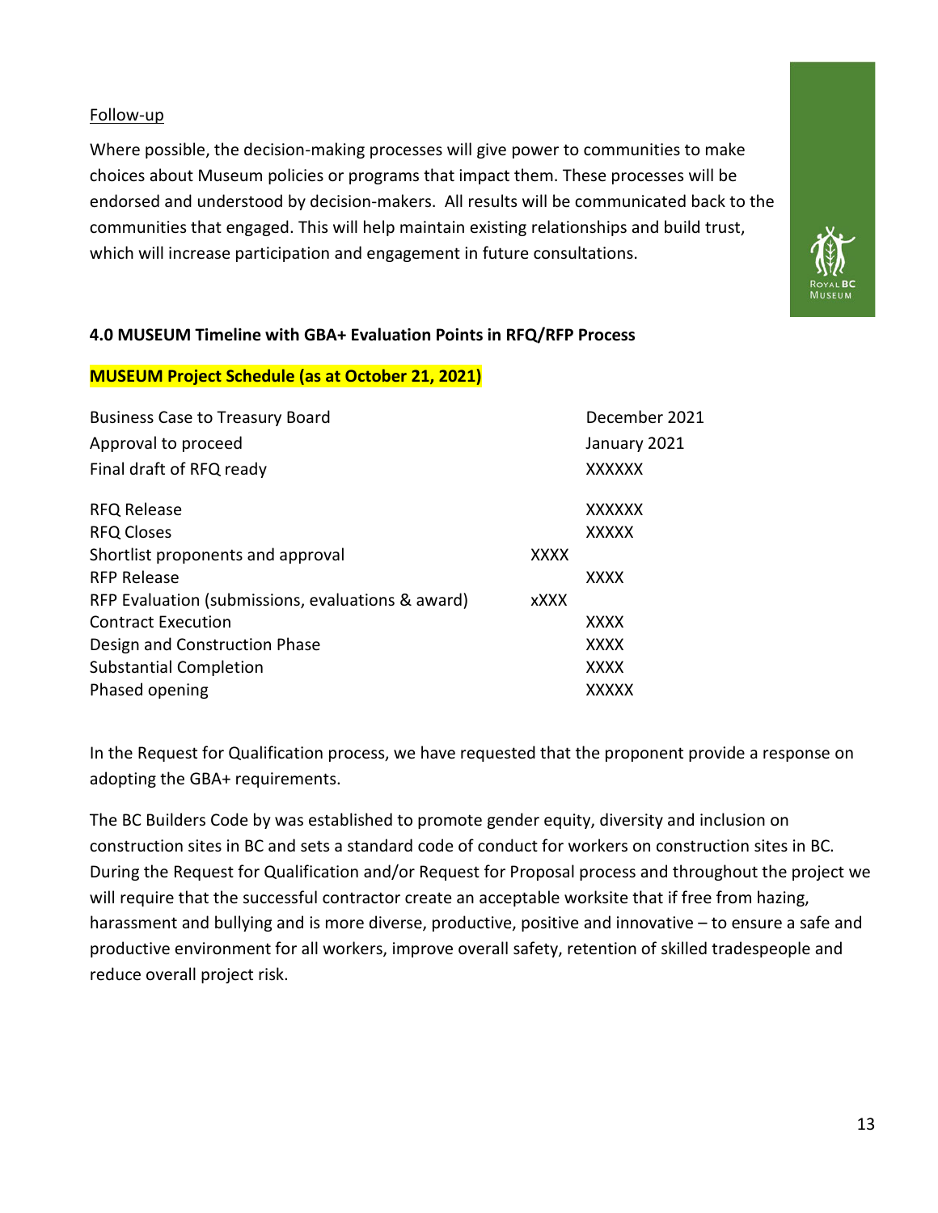Follow-up

Where possible, the decision-making processes will give power to communities to make choices about Museum policies or programs that impact them. These processes will be endorsed and understood by decision-makers. All results will be communicated back to the communities that engaged. This will help maintain existing relationships and build trust, which will increase participation and engagement in future consultations.

**4.0 MUSEUM Timeline with GBA+ Evaluation Points in RFQ/RFP Process**

**MUSEUM Project Schedule (as at October 21, 2021)**

| | |
|---|---|
| Business Case to Treasury Board | December 2021 |
| Approval to proceed | January 2021 |
| Final draft of RFQ ready | XXXXXX |
| RFQ Release | XXXXXX |
| RFQ Closes | XXXXX |
| Shortlist proponents and approval | XXXX |
| RFP Release | XXXX |
| RFP Evaluation (submissions, evaluations & award) | xXXX |
| Contract Execution | XXXX |
| Design and Construction Phase | XXXX |
| Substantial Completion | XXXX |
| Phased opening | XXXXX |

In the Request for Qualification process, we have requested that the proponent provide a response on adopting the GBA+ requirements.

The BC Builders Code by was established to promote gender equity, diversity and inclusion on construction sites in BC and sets a standard code of conduct for workers on construction sites in BC. During the Request for Qualification and/or Request for Proposal process and throughout the project we will require that the successful contractor create an acceptable worksite that if free from hazing, harassment and bullying and is more diverse, productive, positive and innovative – to ensure a safe and productive environment for all workers, improve overall safety, retention of skilled tradespeople and reduce overall project risk.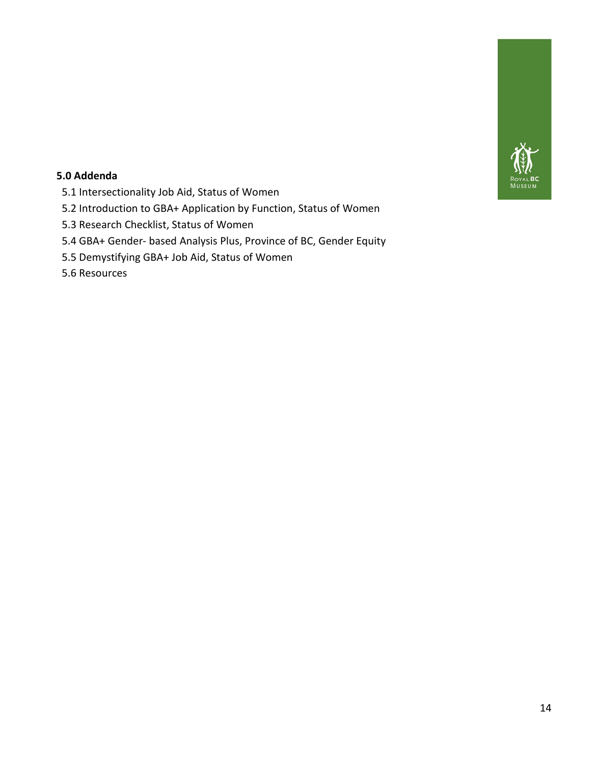**5.0 Addenda**

5.1 Intersectionality Job Aid, Status of Women

5.2 Introduction to GBA+ Application by Function, Status of Women

5.3 Research Checklist, Status of Women

5.4 GBA+ Gender- based Analysis Plus, Province of BC, Gender Equity

5.5 Demystifying GBA+ Job Aid, Status of Women

5.6 Resources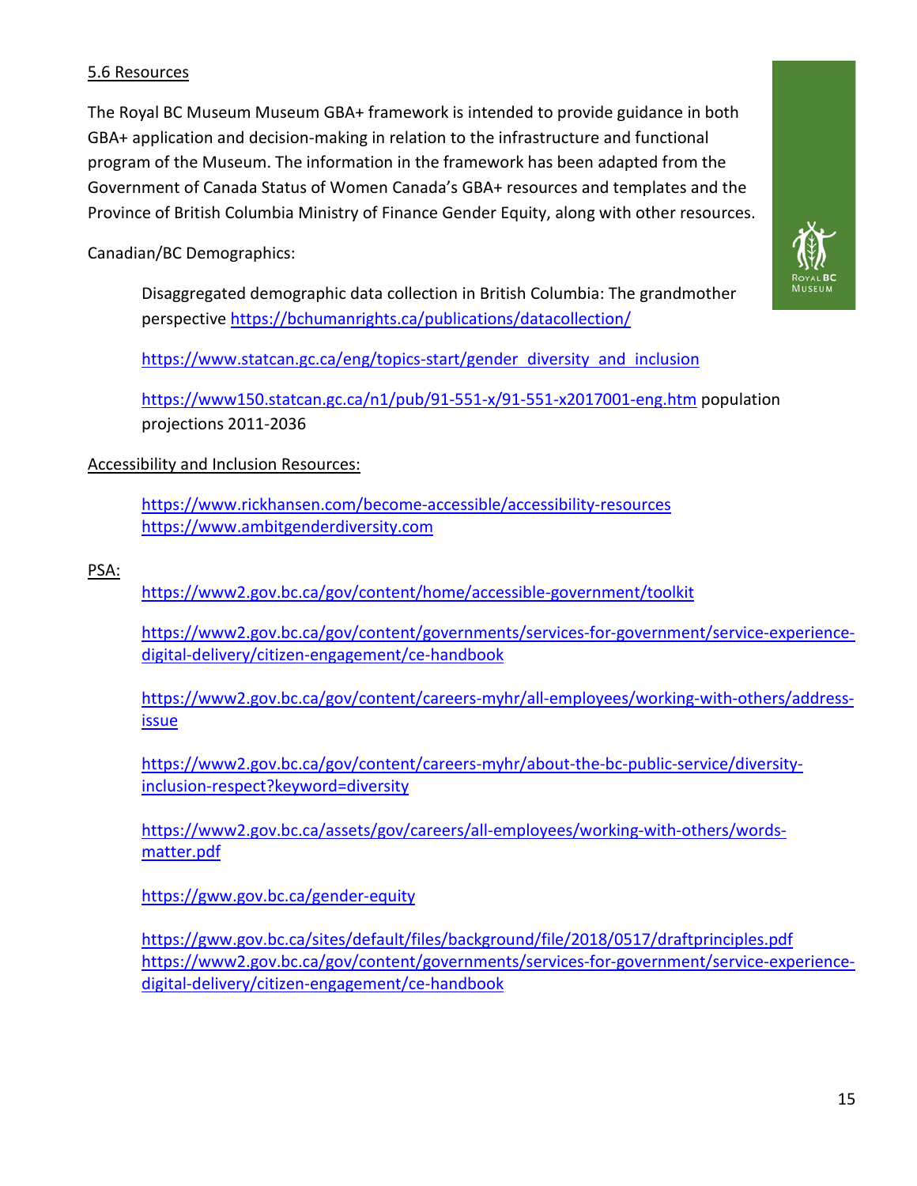5.6 Resources

The Royal BC Museum Museum GBA+ framework is intended to provide guidance in both GBA+ application and decision-making in relation to the infrastructure and functional program of the Museum. The information in the framework has been adapted from the Government of Canada Status of Women Canada's GBA+ resources and templates and the Province of British Columbia Ministry of Finance Gender Equity, along with other resources.

Canadian/BC Demographics:

> Disaggregated demographic data collection in British Columbia: The grandmother perspective https://bchumanrights.ca/publications/datacollection/
>
> https://www.statcan.gc.ca/eng/topics-start/gender_diversity_and_inclusion
>
> https://www150.statcan.gc.ca/n1/pub/91-551-x/91-551-x2017001-eng.htm population projections 2011-2036

Accessibility and Inclusion Resources:

> https://www.rickhansen.com/become-accessible/accessibility-resources
> https://www.ambitgenderdiversity.com

PSA:

> https://www2.gov.bc.ca/gov/content/home/accessible-government/toolkit
>
> https://www2.gov.bc.ca/gov/content/governments/services-for-government/service-experience-digital-delivery/citizen-engagement/ce-handbook
>
> https://www2.gov.bc.ca/gov/content/careers-myhr/all-employees/working-with-others/address-issue
>
> https://www2.gov.bc.ca/gov/content/careers-myhr/about-the-bc-public-service/diversity-inclusion-respect?keyword=diversity
>
> https://www2.gov.bc.ca/assets/gov/careers/all-employees/working-with-others/words-matter.pdf
>
> https://gww.gov.bc.ca/gender-equity
>
> https://gww.gov.bc.ca/sites/default/files/background/file/2018/0517/draftprinciples.pdf
> https://www2.gov.bc.ca/gov/content/governments/services-for-government/service-experience-digital-delivery/citizen-engagement/ce-handbook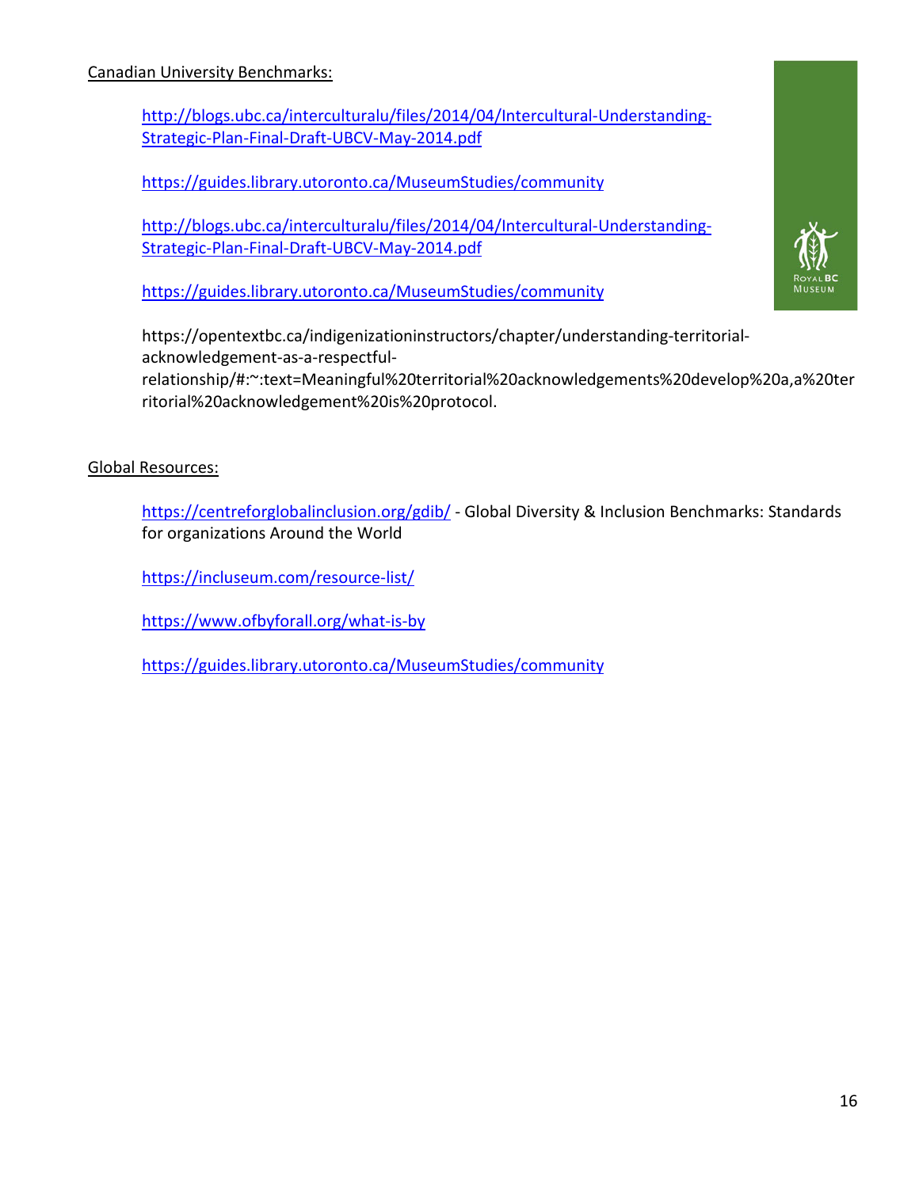Canadian University Benchmarks:

http://blogs.ubc.ca/interculturalu/files/2014/04/Intercultural-Understanding-Strategic-Plan-Final-Draft-UBCV-May-2014.pdf

https://guides.library.utoronto.ca/MuseumStudies/community

http://blogs.ubc.ca/interculturalu/files/2014/04/Intercultural-Understanding-Strategic-Plan-Final-Draft-UBCV-May-2014.pdf

https://guides.library.utoronto.ca/MuseumStudies/community

https://opentextbc.ca/indigenizationinstructors/chapter/understanding-territorial-acknowledgement-as-a-respectful-relationship/#:~:text=Meaningful%20territorial%20acknowledgements%20develop%20a,a%20territorial%20acknowledgement%20is%20protocol.

Global Resources:

https://centreforglobalinclusion.org/gdib/ - Global Diversity & Inclusion Benchmarks: Standards for organizations Around the World

https://incluseum.com/resource-list/

https://www.ofbyforall.org/what-is-by

https://guides.library.utoronto.ca/MuseumStudies/community